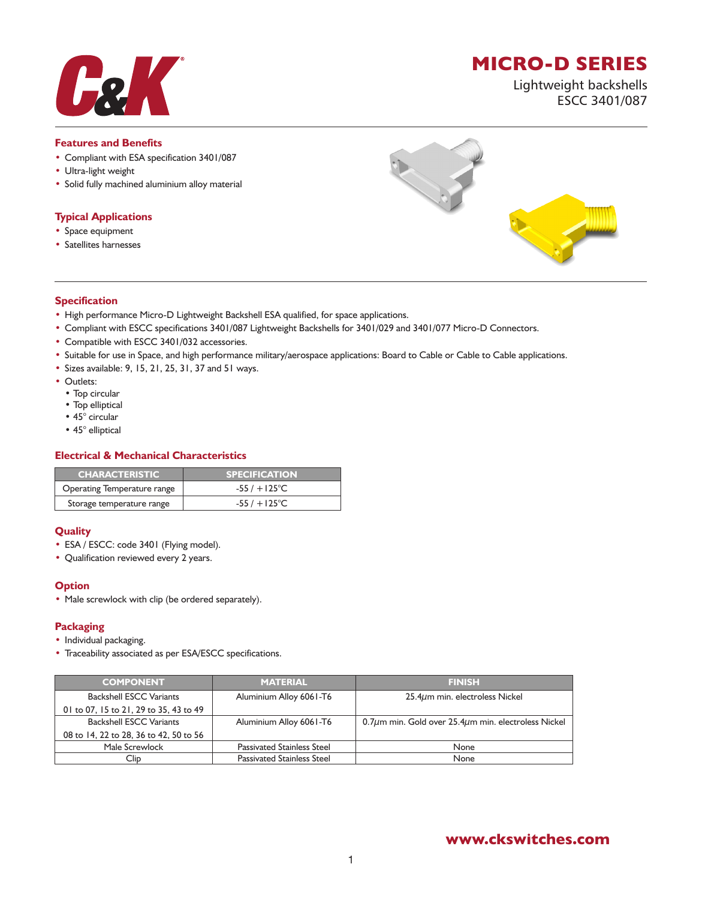# MICRO-D SERIES

Lightweight backshells
ESCC 3401/087

## Features and Benefits

- Compliant with ESA specification 3401/087
- Ultra-light weight
- Solid fully machined aluminium alloy material

## Typical Applications

- Space equipment
- Satellites harnesses

## Specification

- High performance Micro-D Lightweight Backshell ESA qualified, for space applications.
- Compliant with ESCC specifications 3401/087 Lightweight Backshells for 3401/029 and 3401/077 Micro-D Connectors.
- Compatible with ESCC 3401/032 accessories.
- Suitable for use in Space, and high performance military/aerospace applications: Board to Cable or Cable to Cable applications.
- Sizes available: 9, 15, 21, 25, 31, 37 and 51 ways.
- Outlets:
  - Top circular
  - Top elliptical
  - 45° circular
  - 45° elliptical

## Electrical & Mechanical Characteristics

| CHARACTERISTIC | SPECIFICATION |
|---|---|
| Operating Temperature range | -55 / +125°C |
| Storage temperature range | -55 / +125°C |

## Quality

- ESA / ESCC: code 3401 (Flying model).
- Qualification reviewed every 2 years.

## Option

- Male screwlock with clip (be ordered separately).

## Packaging

- Individual packaging.
- Traceability associated as per ESA/ESCC specifications.

| COMPONENT | MATERIAL | FINISH |
|---|---|---|
| Backshell ESCC Variants 01 to 07, 15 to 21, 29 to 35, 43 to 49 | Aluminium Alloy 6061-T6 | 25.4µm min. electroless Nickel |
| Backshell ESCC Variants 08 to 14, 22 to 28, 36 to 42, 50 to 56 | Aluminium Alloy 6061-T6 | 0.7µm min. Gold over 25.4µm min. electroless Nickel |
| Male Screwlock | Passivated Stainless Steel | None |
| Clip | Passivated Stainless Steel | None |

www.ckswitches.com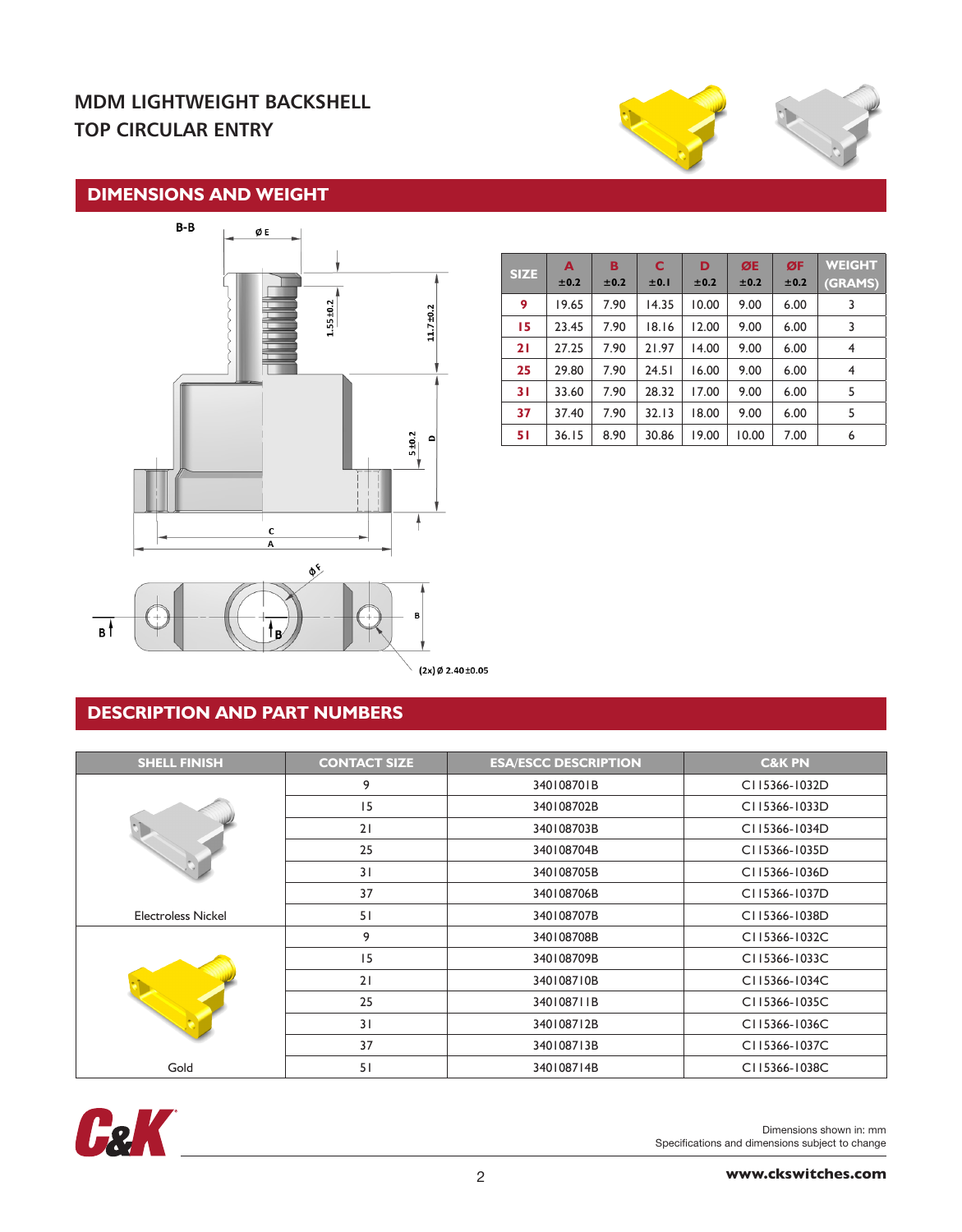# MDM LIGHTWEIGHT BACKSHELL
# TOP CIRCULAR ENTRY

## DIMENSIONS AND WEIGHT

| SIZE | A ±0.2 | B ±0.2 | C ±0.1 | D ±0.2 | ØE ±0.2 | ØF ±0.2 | WEIGHT (GRAMS) |
|---|---|---|---|---|---|---|---|
| 9 | 19.65 | 7.90 | 14.35 | 10.00 | 9.00 | 6.00 | 3 |
| 15 | 23.45 | 7.90 | 18.16 | 12.00 | 9.00 | 6.00 | 3 |
| 21 | 27.25 | 7.90 | 21.97 | 14.00 | 9.00 | 6.00 | 4 |
| 25 | 29.80 | 7.90 | 24.51 | 16.00 | 9.00 | 6.00 | 4 |
| 31 | 33.60 | 7.90 | 28.32 | 17.00 | 9.00 | 6.00 | 5 |
| 37 | 37.40 | 7.90 | 32.13 | 18.00 | 9.00 | 6.00 | 5 |
| 51 | 36.15 | 8.90 | 30.86 | 19.00 | 10.00 | 7.00 | 6 |

## DESCRIPTION AND PART NUMBERS

| SHELL FINISH | CONTACT SIZE | ESA/ESCC DESCRIPTION | C&K PN |
|---|---|---|---|
| Electroless Nickel | 9 | 340108701B | C115366-1032D |
| | 15 | 340108702B | C115366-1033D |
| | 21 | 340108703B | C115366-1034D |
| | 25 | 340108704B | C115366-1035D |
| | 31 | 340108705B | C115366-1036D |
| | 37 | 340108706B | C115366-1037D |
| | 51 | 340108707B | C115366-1038D |
| Gold | 9 | 340108708B | C115366-1032C |
| | 15 | 340108709B | C115366-1033C |
| | 21 | 340108710B | C115366-1034C |
| | 25 | 340108711B | C115366-1035C |
| | 31 | 340108712B | C115366-1036C |
| | 37 | 340108713B | C115366-1037C |
| | 51 | 340108714B | C115366-1038C |

Dimensions shown in: mm
Specifications and dimensions subject to change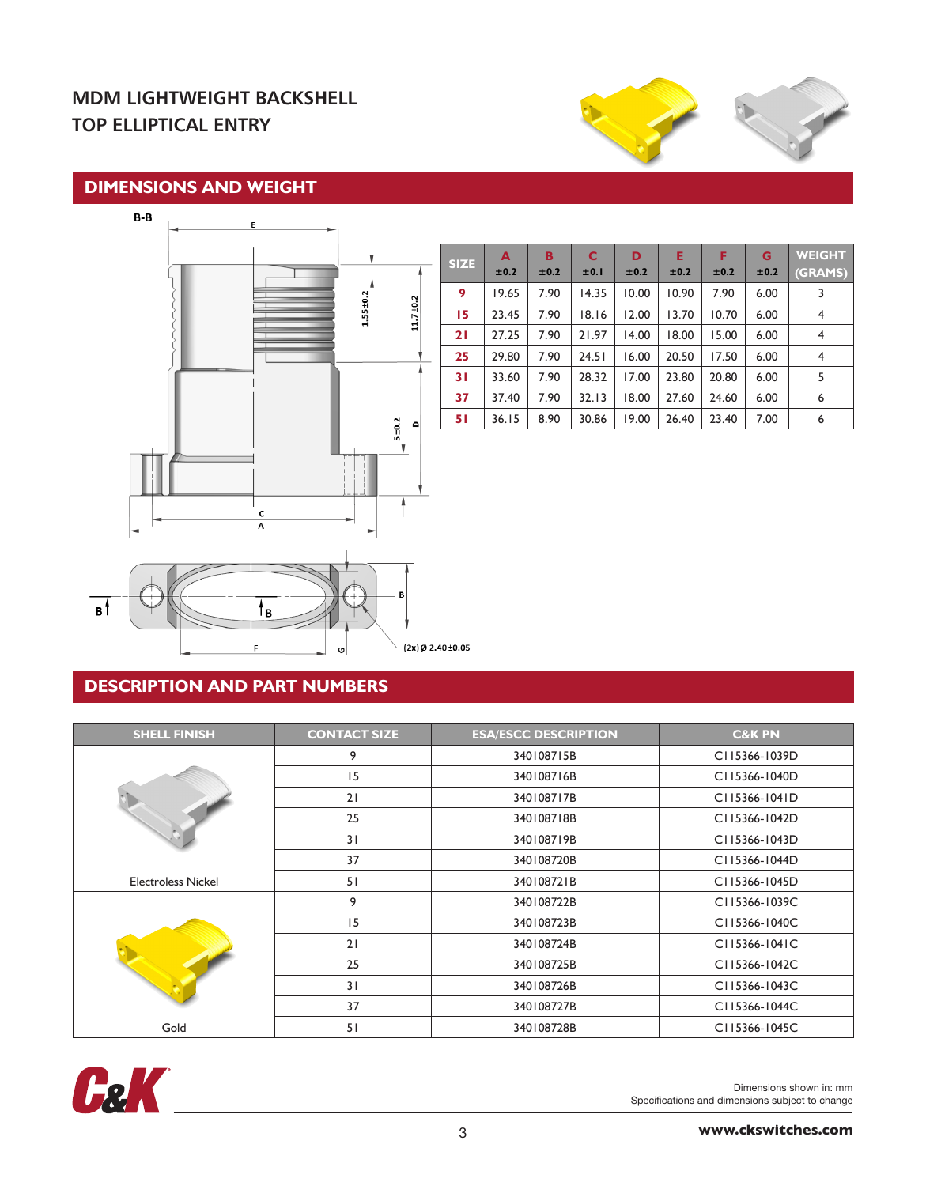# MDM LIGHTWEIGHT BACKSHELL
# TOP ELLIPTICAL ENTRY

## DIMENSIONS AND WEIGHT

| SIZE | A ±0.2 | B ±0.2 | C ±0.1 | D ±0.2 | E ±0.2 | F ±0.2 | G ±0.2 | WEIGHT (GRAMS) |
|---|---|---|---|---|---|---|---|---|
| 9 | 19.65 | 7.90 | 14.35 | 10.00 | 10.90 | 7.90 | 6.00 | 3 |
| 15 | 23.45 | 7.90 | 18.16 | 12.00 | 13.70 | 10.70 | 6.00 | 4 |
| 21 | 27.25 | 7.90 | 21.97 | 14.00 | 18.00 | 15.00 | 6.00 | 4 |
| 25 | 29.80 | 7.90 | 24.51 | 16.00 | 20.50 | 17.50 | 6.00 | 4 |
| 31 | 33.60 | 7.90 | 28.32 | 17.00 | 23.80 | 20.80 | 6.00 | 5 |
| 37 | 37.40 | 7.90 | 32.13 | 18.00 | 27.60 | 24.60 | 6.00 | 6 |
| 51 | 36.15 | 8.90 | 30.86 | 19.00 | 26.40 | 23.40 | 7.00 | 6 |

B-B

1.55±0.2 11.7±0.2 5±0.2 D E C A B F G (2x) Ø 2.40±0.05

## DESCRIPTION AND PART NUMBERS

| SHELL FINISH | CONTACT SIZE | ESA/ESCC DESCRIPTION | C&K PN |
|---|---|---|---|
| Electroless Nickel | 9 | 340108715B | C115366-1039D |
| | 15 | 340108716B | C115366-1040D |
| | 21 | 340108717B | C115366-1041D |
| | 25 | 340108718B | C115366-1042D |
| | 31 | 340108719B | C115366-1043D |
| | 37 | 340108720B | C115366-1044D |
| | 51 | 340108721B | C115366-1045D |
| Gold | 9 | 340108722B | C115366-1039C |
| | 15 | 340108723B | C115366-1040C |
| | 21 | 340108724B | C115366-1041C |
| | 25 | 340108725B | C115366-1042C |
| | 31 | 340108726B | C115366-1043C |
| | 37 | 340108727B | C115366-1044C |
| | 51 | 340108728B | C115366-1045C |

Dimensions shown in: mm
Specifications and dimensions subject to change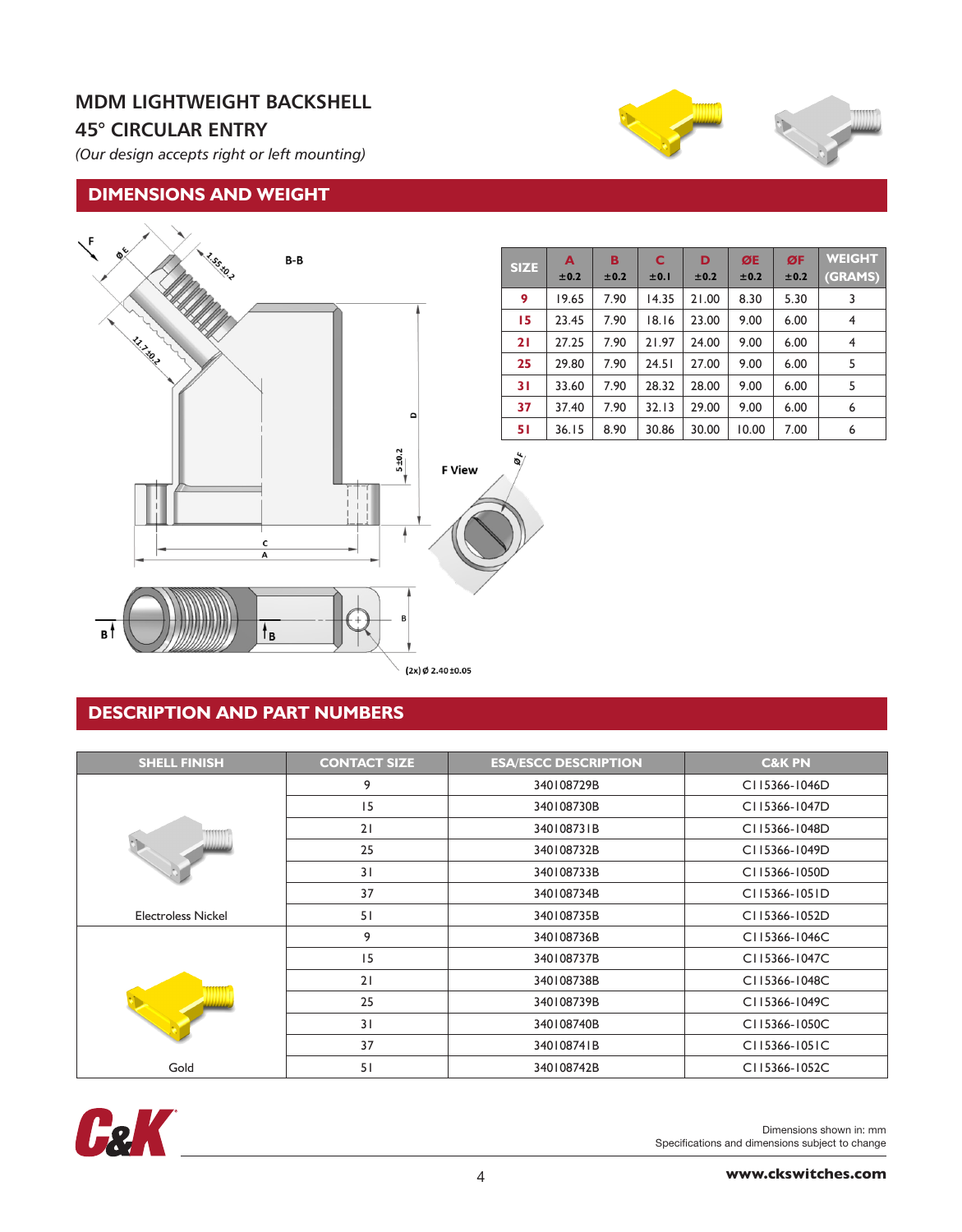## MDM LIGHTWEIGHT BACKSHELL
## 45° CIRCULAR ENTRY

*(Our design accepts right or left mounting)*

## DIMENSIONS AND WEIGHT

| SIZE | A ±0.2 | B ±0.2 | C ±0.1 | D ±0.2 | ØE ±0.2 | ØF ±0.2 | WEIGHT (GRAMS) |
|---|---|---|---|---|---|---|---|
| 9 | 19.65 | 7.90 | 14.35 | 21.00 | 8.30 | 5.30 | 3 |
| 15 | 23.45 | 7.90 | 18.16 | 23.00 | 9.00 | 6.00 | 4 |
| 21 | 27.25 | 7.90 | 21.97 | 24.00 | 9.00 | 6.00 | 4 |
| 25 | 29.80 | 7.90 | 24.51 | 27.00 | 9.00 | 6.00 | 5 |
| 31 | 33.60 | 7.90 | 28.32 | 28.00 | 9.00 | 6.00 | 5 |
| 37 | 37.40 | 7.90 | 32.13 | 29.00 | 9.00 | 6.00 | 6 |
| 51 | 36.15 | 8.90 | 30.86 | 30.00 | 10.00 | 7.00 | 6 |

## DESCRIPTION AND PART NUMBERS

| SHELL FINISH | CONTACT SIZE | ESA/ESCC DESCRIPTION | C&K PN |
|---|---|---|---|
| Electroless Nickel | 9 | 340108729B | C115366-1046D |
| | 15 | 340108730B | C115366-1047D |
| | 21 | 340108731B | C115366-1048D |
| | 25 | 340108732B | C115366-1049D |
| | 31 | 340108733B | C115366-1050D |
| | 37 | 340108734B | C115366-1051D |
| | 51 | 340108735B | C115366-1052D |
| Gold | 9 | 340108736B | C115366-1046C |
| | 15 | 340108737B | C115366-1047C |
| | 21 | 340108738B | C115366-1048C |
| | 25 | 340108739B | C115366-1049C |
| | 31 | 340108740B | C115366-1050C |
| | 37 | 340108741B | C115366-1051C |
| | 51 | 340108742B | C115366-1052C |

Dimensions shown in: mm
Specifications and dimensions subject to change

www.ckswitches.com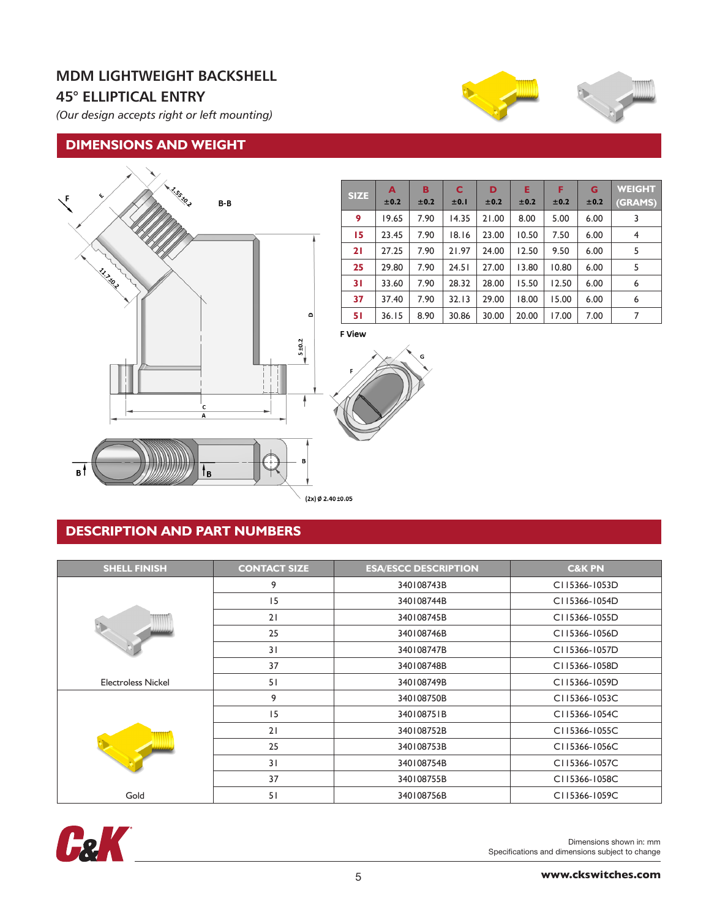# MDM LIGHTWEIGHT BACKSHELL
# 45° ELLIPTICAL ENTRY

*(Our design accepts right or left mounting)*

## DIMENSIONS AND WEIGHT

| SIZE | A ±0.2 | B ±0.2 | C ±0.1 | D ±0.2 | E ±0.2 | F ±0.2 | G ±0.2 | WEIGHT (GRAMS) |
|---|---|---|---|---|---|---|---|---|
| 9 | 19.65 | 7.90 | 14.35 | 21.00 | 8.00 | 5.00 | 6.00 | 3 |
| 15 | 23.45 | 7.90 | 18.16 | 23.00 | 10.50 | 7.50 | 6.00 | 4 |
| 21 | 27.25 | 7.90 | 21.97 | 24.00 | 12.50 | 9.50 | 6.00 | 5 |
| 25 | 29.80 | 7.90 | 24.51 | 27.00 | 13.80 | 10.80 | 6.00 | 5 |
| 31 | 33.60 | 7.90 | 28.32 | 28.00 | 15.50 | 12.50 | 6.00 | 6 |
| 37 | 37.40 | 7.90 | 32.13 | 29.00 | 18.00 | 15.00 | 6.00 | 6 |
| 51 | 36.15 | 8.90 | 30.86 | 30.00 | 20.00 | 17.00 | 7.00 | 7 |

B-B

1.55±0.2

11.7±0.2

5±0.2

(2x) Ø 2.40±0.05

F View

## DESCRIPTION AND PART NUMBERS

| SHELL FINISH | CONTACT SIZE | ESA/ESCC DESCRIPTION | C&K PN |
|---|---|---|---|
| Electroless Nickel | 9 | 340108743B | C115366-1053D |
| | 15 | 340108744B | C115366-1054D |
| | 21 | 340108745B | C115366-1055D |
| | 25 | 340108746B | C115366-1056D |
| | 31 | 340108747B | C115366-1057D |
| | 37 | 340108748B | C115366-1058D |
| | 51 | 340108749B | C115366-1059D |
| Gold | 9 | 340108750B | C115366-1053C |
| | 15 | 340108751B | C115366-1054C |
| | 21 | 340108752B | C115366-1055C |
| | 25 | 340108753B | C115366-1056C |
| | 31 | 340108754B | C115366-1057C |
| | 37 | 340108755B | C115366-1058C |
| | 51 | 340108756B | C115366-1059C |

Dimensions shown in: mm
Specifications and dimensions subject to change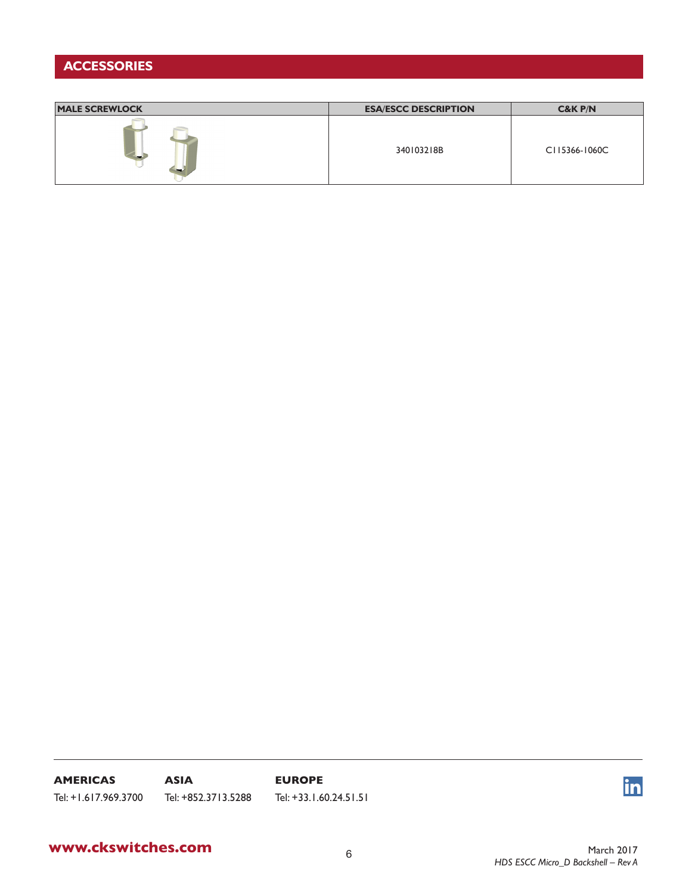## ACCESSORIES

| MALE SCREWLOCK | ESA/ESCC DESCRIPTION | C&K P/N |
|---|---|---|
| | 340103218B | C115366-1060C |

**AMERICAS**
Tel: +1.617.969.3700

**ASIA**
Tel: +852.3713.5288

**EUROPE**
Tel: +33.1.60.24.51.51

**www.ckswitches.com**

March 2017
*HDS ESCC Micro_D Backshell – Rev A*